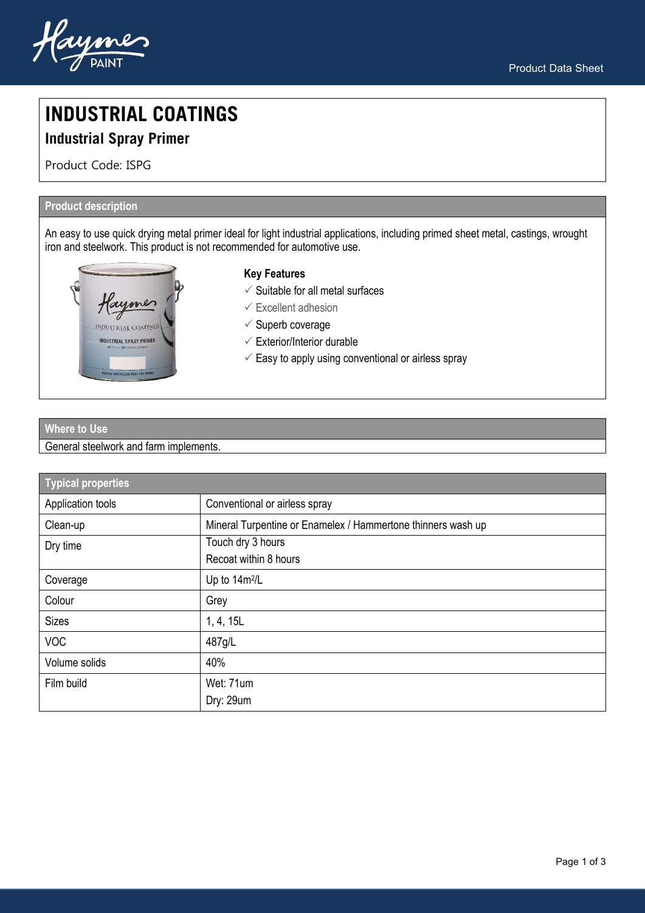# INDUSTRIAL COATINGS

## Industrial Spray Primer

Product Code: ISPG

### Product description

An easy to use quick drying metal primer ideal for light industrial applications, including primed sheet metal, castings, wrought iron and steelwork. This product is not recommended for automotive use.

**Key Features**

- ✓ Suitable for all metal surfaces
- ✓ Excellent adhesion
- ✓ Superb coverage
- ✓ Exterior/Interior durable
- ✓ Easy to apply using conventional or airless spray

### Where to Use

General steelwork and farm implements.

| Typical properties | |
|---|---|
| Application tools | Conventional or airless spray |
| Clean-up | Mineral Turpentine or Enamelex / Hammertone thinners wash up |
| Dry time | Touch dry 3 hours<br>Recoat within 8 hours |
| Coverage | Up to 14m²/L |
| Colour | Grey |
| Sizes | 1, 4, 15L |
| VOC | 487g/L |
| Volume solids | 40% |
| Film build | Wet: 71um<br>Dry: 29um |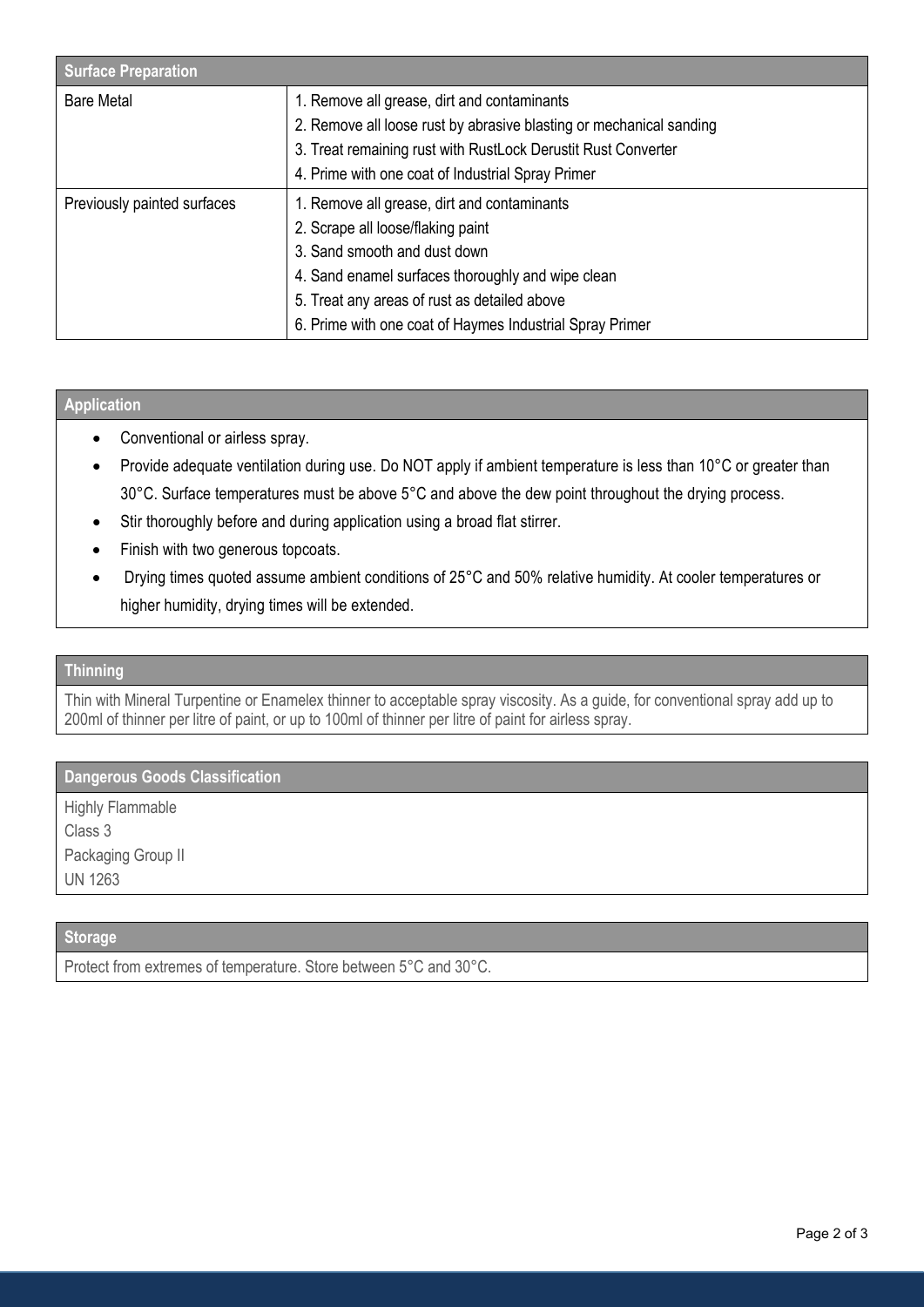## Surface Preparation

| Surface | Preparation |
|---|---|
| Bare Metal | 1. Remove all grease, dirt and contaminants<br>2. Remove all loose rust by abrasive blasting or mechanical sanding<br>3. Treat remaining rust with RustLock Derustit Rust Converter<br>4. Prime with one coat of Industrial Spray Primer |
| Previously painted surfaces | 1. Remove all grease, dirt and contaminants<br>2. Scrape all loose/flaking paint<br>3. Sand smooth and dust down<br>4. Sand enamel surfaces thoroughly and wipe clean<br>5. Treat any areas of rust as detailed above<br>6. Prime with one coat of Haymes Industrial Spray Primer |

## Application

- Conventional or airless spray.
- Provide adequate ventilation during use. Do NOT apply if ambient temperature is less than 10°C or greater than 30°C. Surface temperatures must be above 5°C and above the dew point throughout the drying process.
- Stir thoroughly before and during application using a broad flat stirrer.
- Finish with two generous topcoats.
- Drying times quoted assume ambient conditions of 25°C and 50% relative humidity. At cooler temperatures or higher humidity, drying times will be extended.

## Thinning

Thin with Mineral Turpentine or Enamelex thinner to acceptable spray viscosity. As a guide, for conventional spray add up to 200ml of thinner per litre of paint, or up to 100ml of thinner per litre of paint for airless spray.

## Dangerous Goods Classification

Highly Flammable
Class 3
Packaging Group II
UN 1263

## Storage

Protect from extremes of temperature. Store between 5°C and 30°C.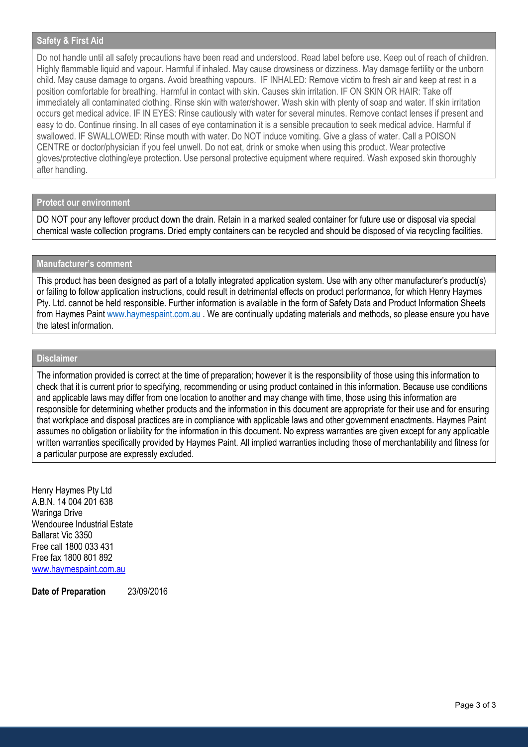## Safety & First Aid

Do not handle until all safety precautions have been read and understood. Read label before use. Keep out of reach of children. Highly flammable liquid and vapour. Harmful if inhaled. May cause drowsiness or dizziness. May damage fertility or the unborn child. May cause damage to organs. Avoid breathing vapours. IF INHALED: Remove victim to fresh air and keep at rest in a position comfortable for breathing. Harmful in contact with skin. Causes skin irritation. IF ON SKIN OR HAIR: Take off immediately all contaminated clothing. Rinse skin with water/shower. Wash skin with plenty of soap and water. If skin irritation occurs get medical advice. IF IN EYES: Rinse cautiously with water for several minutes. Remove contact lenses if present and easy to do. Continue rinsing. In all cases of eye contamination it is a sensible precaution to seek medical advice. Harmful if swallowed. IF SWALLOWED: Rinse mouth with water. Do NOT induce vomiting. Give a glass of water. Call a POISON CENTRE or doctor/physician if you feel unwell. Do not eat, drink or smoke when using this product. Wear protective gloves/protective clothing/eye protection. Use personal protective equipment where required. Wash exposed skin thoroughly after handling.

## Protect our environment

DO NOT pour any leftover product down the drain. Retain in a marked sealed container for future use or disposal via special chemical waste collection programs. Dried empty containers can be recycled and should be disposed of via recycling facilities.

## Manufacturer's comment

This product has been designed as part of a totally integrated application system. Use with any other manufacturer's product(s) or failing to follow application instructions, could result in detrimental effects on product performance, for which Henry Haymes Pty. Ltd. cannot be held responsible. Further information is available in the form of Safety Data and Product Information Sheets from Haymes Paint www.haymespaint.com.au . We are continually updating materials and methods, so please ensure you have the latest information.

## Disclaimer

The information provided is correct at the time of preparation; however it is the responsibility of those using this information to check that it is current prior to specifying, recommending or using product contained in this information. Because use conditions and applicable laws may differ from one location to another and may change with time, those using this information are responsible for determining whether products and the information in this document are appropriate for their use and for ensuring that workplace and disposal practices are in compliance with applicable laws and other government enactments. Haymes Paint assumes no obligation or liability for the information in this document. No express warranties are given except for any applicable written warranties specifically provided by Haymes Paint. All implied warranties including those of merchantability and fitness for a particular purpose are expressly excluded.

Henry Haymes Pty Ltd
A.B.N. 14 004 201 638
Waringa Drive
Wendouree Industrial Estate
Ballarat Vic 3350
Free call 1800 033 431
Free fax 1800 801 892
www.haymespaint.com.au

**Date of Preparation** 23/09/2016